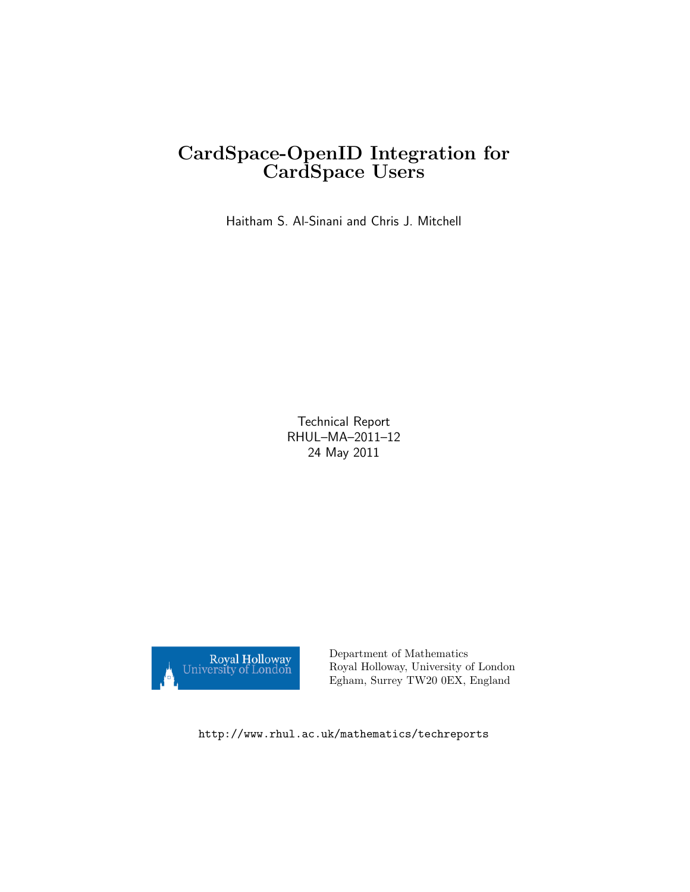# CardSpace-OpenID Integration for CardSpace Users

Haitham S. Al-Sinani and Chris J. Mitchell

Technical Report
RHUL–MA–2011–12
24 May 2011

Department of Mathematics
Royal Holloway, University of London
Egham, Surrey TW20 0EX, England

http://www.rhul.ac.uk/mathematics/techreports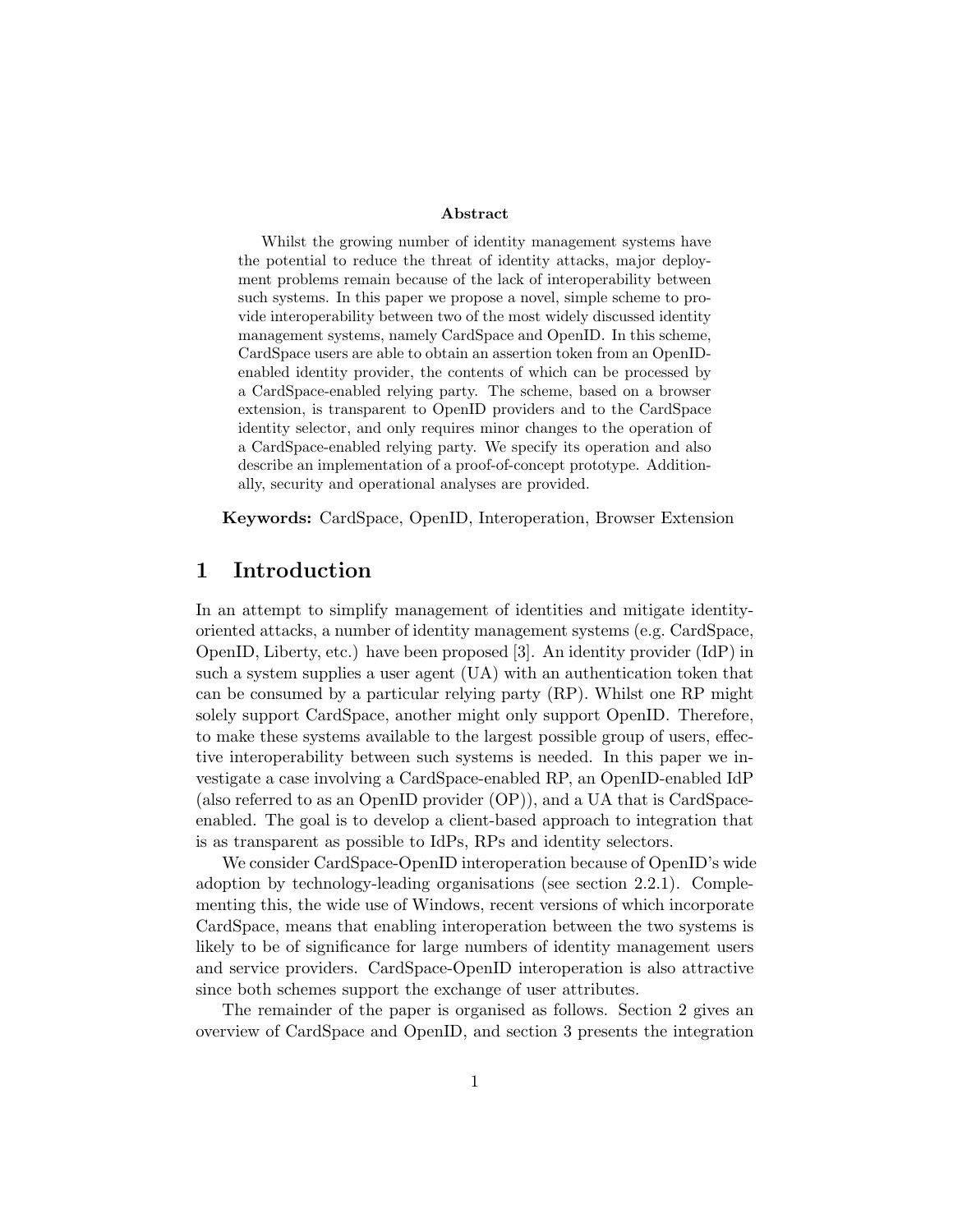**Abstract**

Whilst the growing number of identity management systems have the potential to reduce the threat of identity attacks, major deployment problems remain because of the lack of interoperability between such systems. In this paper we propose a novel, simple scheme to provide interoperability between two of the most widely discussed identity management systems, namely CardSpace and OpenID. In this scheme, CardSpace users are able to obtain an assertion token from an OpenID-enabled identity provider, the contents of which can be processed by a CardSpace-enabled relying party. The scheme, based on a browser extension, is transparent to OpenID providers and to the CardSpace identity selector, and only requires minor changes to the operation of a CardSpace-enabled relying party. We specify its operation and also describe an implementation of a proof-of-concept prototype. Additionally, security and operational analyses are provided.

**Keywords:** CardSpace, OpenID, Interoperation, Browser Extension

# 1 Introduction

In an attempt to simplify management of identities and mitigate identity-oriented attacks, a number of identity management systems (e.g. CardSpace, OpenID, Liberty, etc.) have been proposed [3]. An identity provider (IdP) in such a system supplies a user agent (UA) with an authentication token that can be consumed by a particular relying party (RP). Whilst one RP might solely support CardSpace, another might only support OpenID. Therefore, to make these systems available to the largest possible group of users, effective interoperability between such systems is needed. In this paper we investigate a case involving a CardSpace-enabled RP, an OpenID-enabled IdP (also referred to as an OpenID provider (OP)), and a UA that is CardSpace-enabled. The goal is to develop a client-based approach to integration that is as transparent as possible to IdPs, RPs and identity selectors.

We consider CardSpace-OpenID interoperation because of OpenID's wide adoption by technology-leading organisations (see section 2.2.1). Complementing this, the wide use of Windows, recent versions of which incorporate CardSpace, means that enabling interoperation between the two systems is likely to be of significance for large numbers of identity management users and service providers. CardSpace-OpenID interoperation is also attractive since both schemes support the exchange of user attributes.

The remainder of the paper is organised as follows. Section 2 gives an overview of CardSpace and OpenID, and section 3 presents the integration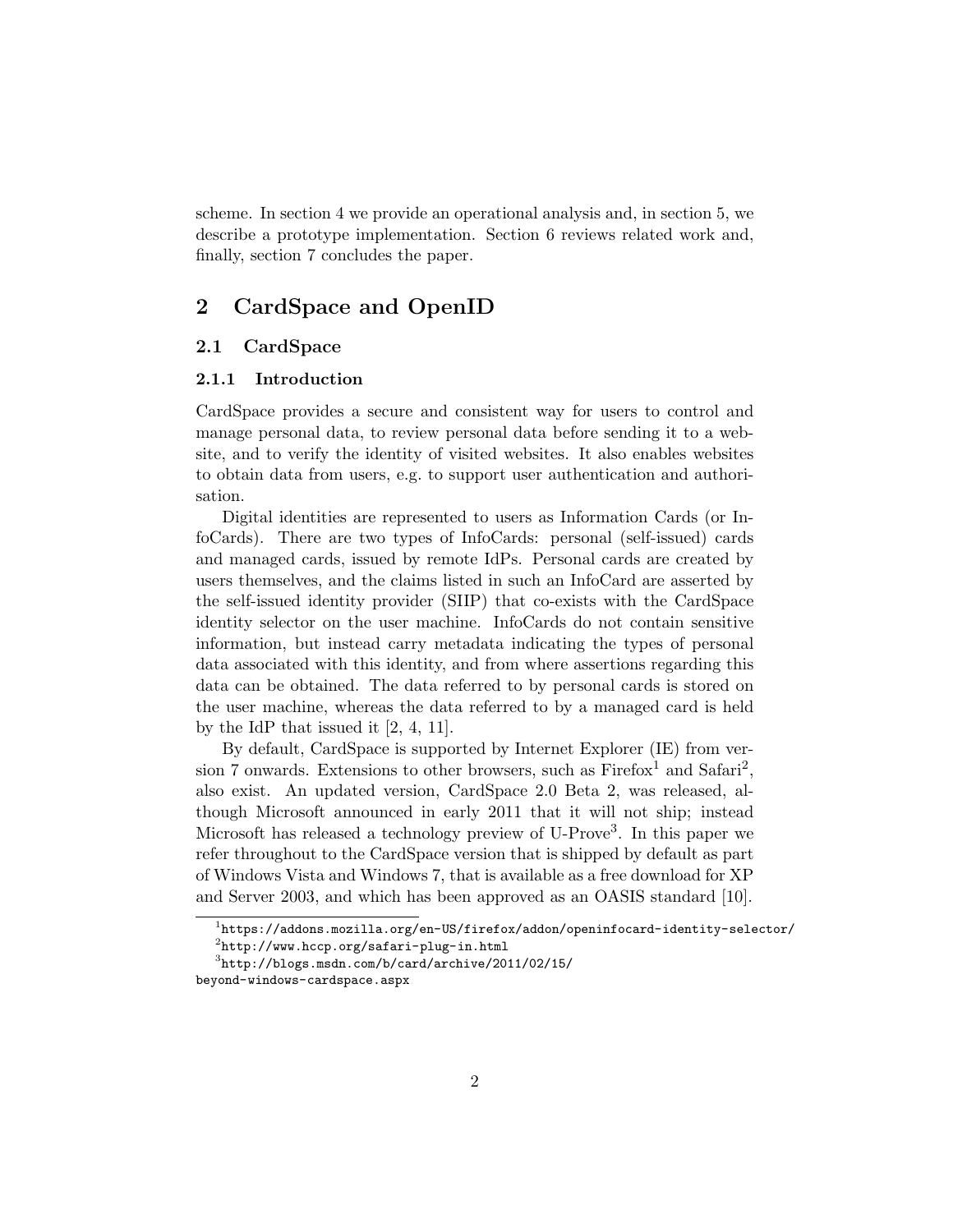scheme. In section 4 we provide an operational analysis and, in section 5, we describe a prototype implementation. Section 6 reviews related work and, finally, section 7 concludes the paper.

## 2 CardSpace and OpenID

### 2.1 CardSpace

#### 2.1.1 Introduction

CardSpace provides a secure and consistent way for users to control and manage personal data, to review personal data before sending it to a website, and to verify the identity of visited websites. It also enables websites to obtain data from users, e.g. to support user authentication and authorisation.

Digital identities are represented to users as Information Cards (or InfoCards). There are two types of InfoCards: personal (self-issued) cards and managed cards, issued by remote IdPs. Personal cards are created by users themselves, and the claims listed in such an InfoCard are asserted by the self-issued identity provider (SIIP) that co-exists with the CardSpace identity selector on the user machine. InfoCards do not contain sensitive information, but instead carry metadata indicating the types of personal data associated with this identity, and from where assertions regarding this data can be obtained. The data referred to by personal cards is stored on the user machine, whereas the data referred to by a managed card is held by the IdP that issued it [2, 4, 11].

By default, CardSpace is supported by Internet Explorer (IE) from version 7 onwards. Extensions to other browsers, such as Firefox[1] and Safari[2], also exist. An updated version, CardSpace 2.0 Beta 2, was released, although Microsoft announced in early 2011 that it will not ship; instead Microsoft has released a technology preview of U-Prove[3]. In this paper we refer throughout to the CardSpace version that is shipped by default as part of Windows Vista and Windows 7, that is available as a free download for XP and Server 2003, and which has been approved as an OASIS standard [10].

---

[1] https://addons.mozilla.org/en-US/firefox/addon/openinfocard-identity-selector/

[2] http://www.hccp.org/safari-plug-in.html

[3] http://blogs.msdn.com/b/card/archive/2011/02/15/beyond-windows-cardspace.aspx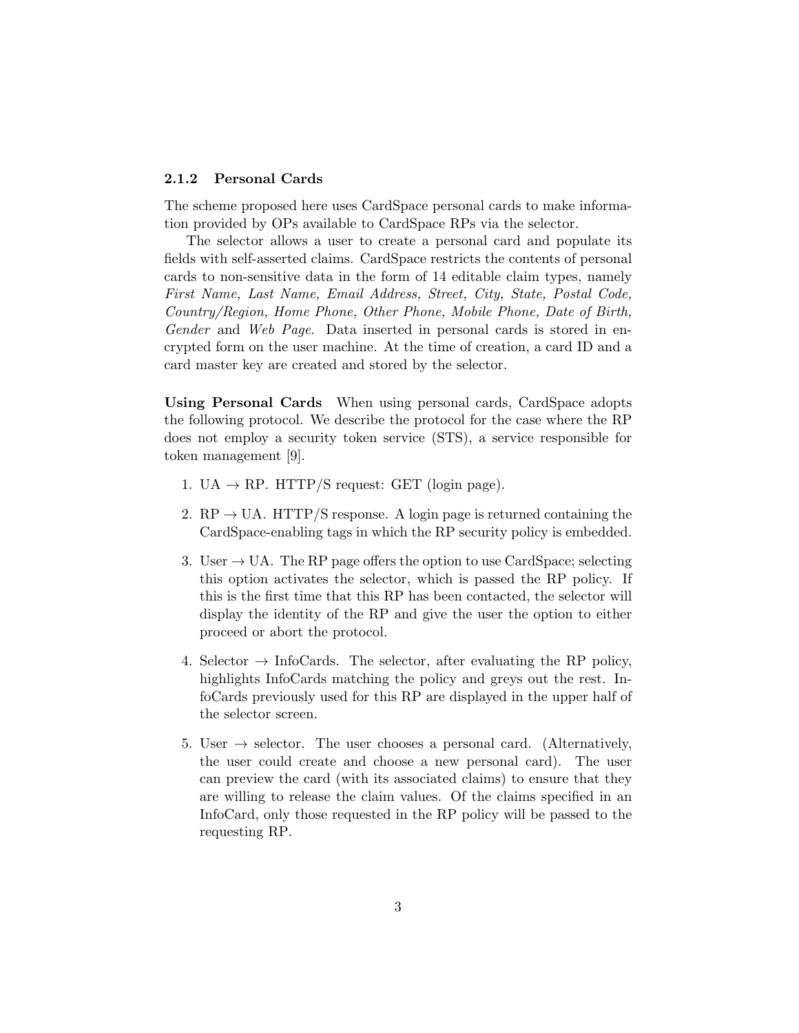### 2.1.2 Personal Cards

The scheme proposed here uses CardSpace personal cards to make information provided by OPs available to CardSpace RPs via the selector.

The selector allows a user to create a personal card and populate its fields with self-asserted claims. CardSpace restricts the contents of personal cards to non-sensitive data in the form of 14 editable claim types, namely *First Name, Last Name, Email Address, Street, City, State, Postal Code, Country/Region, Home Phone, Other Phone, Mobile Phone, Date of Birth, Gender* and *Web Page*. Data inserted in personal cards is stored in encrypted form on the user machine. At the time of creation, a card ID and a card master key are created and stored by the selector.

**Using Personal Cards** When using personal cards, CardSpace adopts the following protocol. We describe the protocol for the case where the RP does not employ a security token service (STS), a service responsible for token management [9].

1. UA → RP. HTTP/S request: GET (login page).
2. RP → UA. HTTP/S response. A login page is returned containing the CardSpace-enabling tags in which the RP security policy is embedded.
3. User → UA. The RP page offers the option to use CardSpace; selecting this option activates the selector, which is passed the RP policy. If this is the first time that this RP has been contacted, the selector will display the identity of the RP and give the user the option to either proceed or abort the protocol.
4. Selector → InfoCards. The selector, after evaluating the RP policy, highlights InfoCards matching the policy and greys out the rest. InfoCards previously used for this RP are displayed in the upper half of the selector screen.
5. User → selector. The user chooses a personal card. (Alternatively, the user could create and choose a new personal card). The user can preview the card (with its associated claims) to ensure that they are willing to release the claim values. Of the claims specified in an InfoCard, only those requested in the RP policy will be passed to the requesting RP.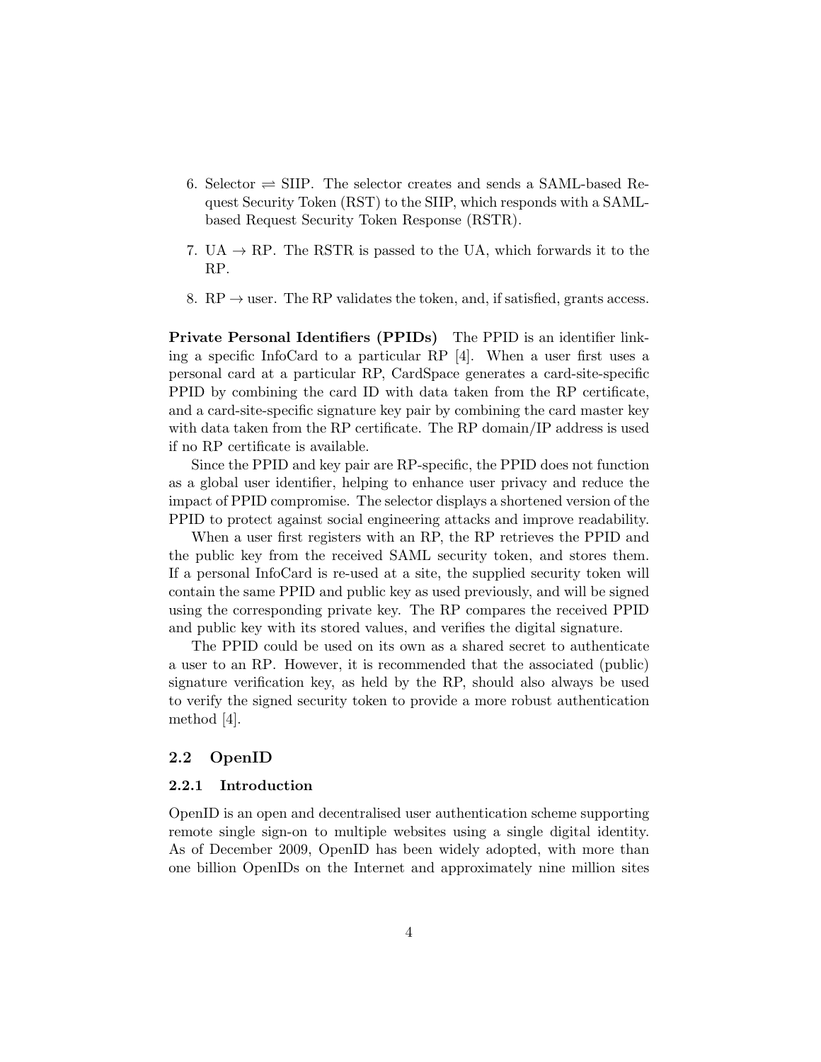6. Selector $\rightleftharpoons$ SIIP. The selector creates and sends a SAML-based Request Security Token (RST) to the SIIP, which responds with a SAML-based Request Security Token Response (RSTR).

7. UA $\rightarrow$ RP. The RSTR is passed to the UA, which forwards it to the RP.

8. RP $\rightarrow$ user. The RP validates the token, and, if satisfied, grants access.

**Private Personal Identifiers (PPIDs)** The PPID is an identifier linking a specific InfoCard to a particular RP [4]. When a user first uses a personal card at a particular RP, CardSpace generates a card-site-specific PPID by combining the card ID with data taken from the RP certificate, and a card-site-specific signature key pair by combining the card master key with data taken from the RP certificate. The RP domain/IP address is used if no RP certificate is available.

Since the PPID and key pair are RP-specific, the PPID does not function as a global user identifier, helping to enhance user privacy and reduce the impact of PPID compromise. The selector displays a shortened version of the PPID to protect against social engineering attacks and improve readability.

When a user first registers with an RP, the RP retrieves the PPID and the public key from the received SAML security token, and stores them. If a personal InfoCard is re-used at a site, the supplied security token will contain the same PPID and public key as used previously, and will be signed using the corresponding private key. The RP compares the received PPID and public key with its stored values, and verifies the digital signature.

The PPID could be used on its own as a shared secret to authenticate a user to an RP. However, it is recommended that the associated (public) signature verification key, as held by the RP, should also always be used to verify the signed security token to provide a more robust authentication method [4].

## 2.2 OpenID

### 2.2.1 Introduction

OpenID is an open and decentralised user authentication scheme supporting remote single sign-on to multiple websites using a single digital identity. As of December 2009, OpenID has been widely adopted, with more than one billion OpenIDs on the Internet and approximately nine million sites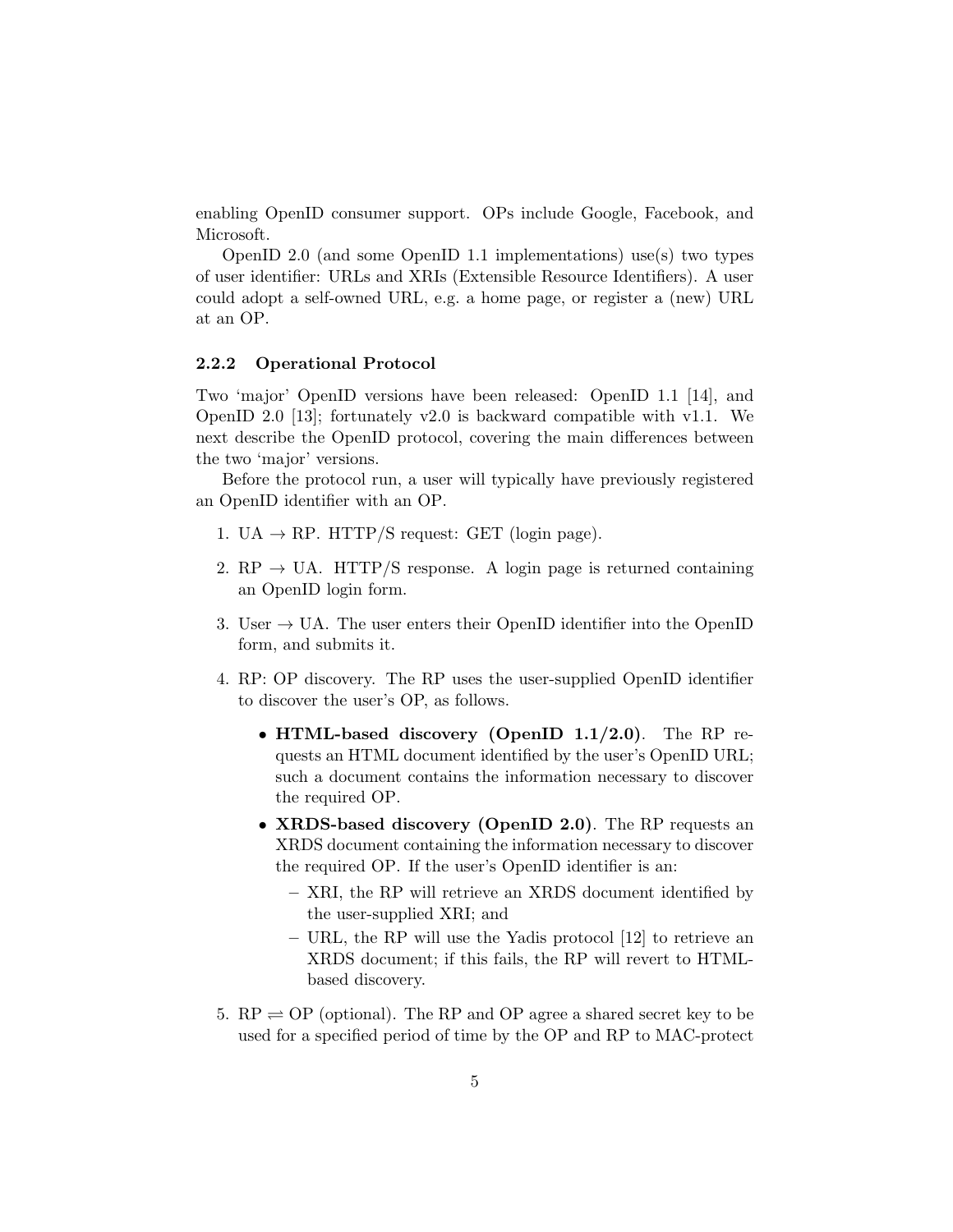enabling OpenID consumer support. OPs include Google, Facebook, and Microsoft.

OpenID 2.0 (and some OpenID 1.1 implementations) use(s) two types of user identifier: URLs and XRIs (Extensible Resource Identifiers). A user could adopt a self-owned URL, e.g. a home page, or register a (new) URL at an OP.

### 2.2.2 Operational Protocol

Two 'major' OpenID versions have been released: OpenID 1.1 [14], and OpenID 2.0 [13]; fortunately v2.0 is backward compatible with v1.1. We next describe the OpenID protocol, covering the main differences between the two 'major' versions.

Before the protocol run, a user will typically have previously registered an OpenID identifier with an OP.

1. UA $\rightarrow$ RP. HTTP/S request: GET (login page).
2. RP $\rightarrow$ UA. HTTP/S response. A login page is returned containing an OpenID login form.
3. User $\rightarrow$ UA. The user enters their OpenID identifier into the OpenID form, and submits it.
4. RP: OP discovery. The RP uses the user-supplied OpenID identifier to discover the user's OP, as follows.
   - **HTML-based discovery (OpenID 1.1/2.0)**. The RP requests an HTML document identified by the user's OpenID URL; such a document contains the information necessary to discover the required OP.
   - **XRDS-based discovery (OpenID 2.0)**. The RP requests an XRDS document containing the information necessary to discover the required OP. If the user's OpenID identifier is an:
     - XRI, the RP will retrieve an XRDS document identified by the user-supplied XRI; and
     - URL, the RP will use the Yadis protocol [12] to retrieve an XRDS document; if this fails, the RP will revert to HTML-based discovery.
5. RP $\rightleftharpoons$ OP (optional). The RP and OP agree a shared secret key to be used for a specified period of time by the OP and RP to MAC-protect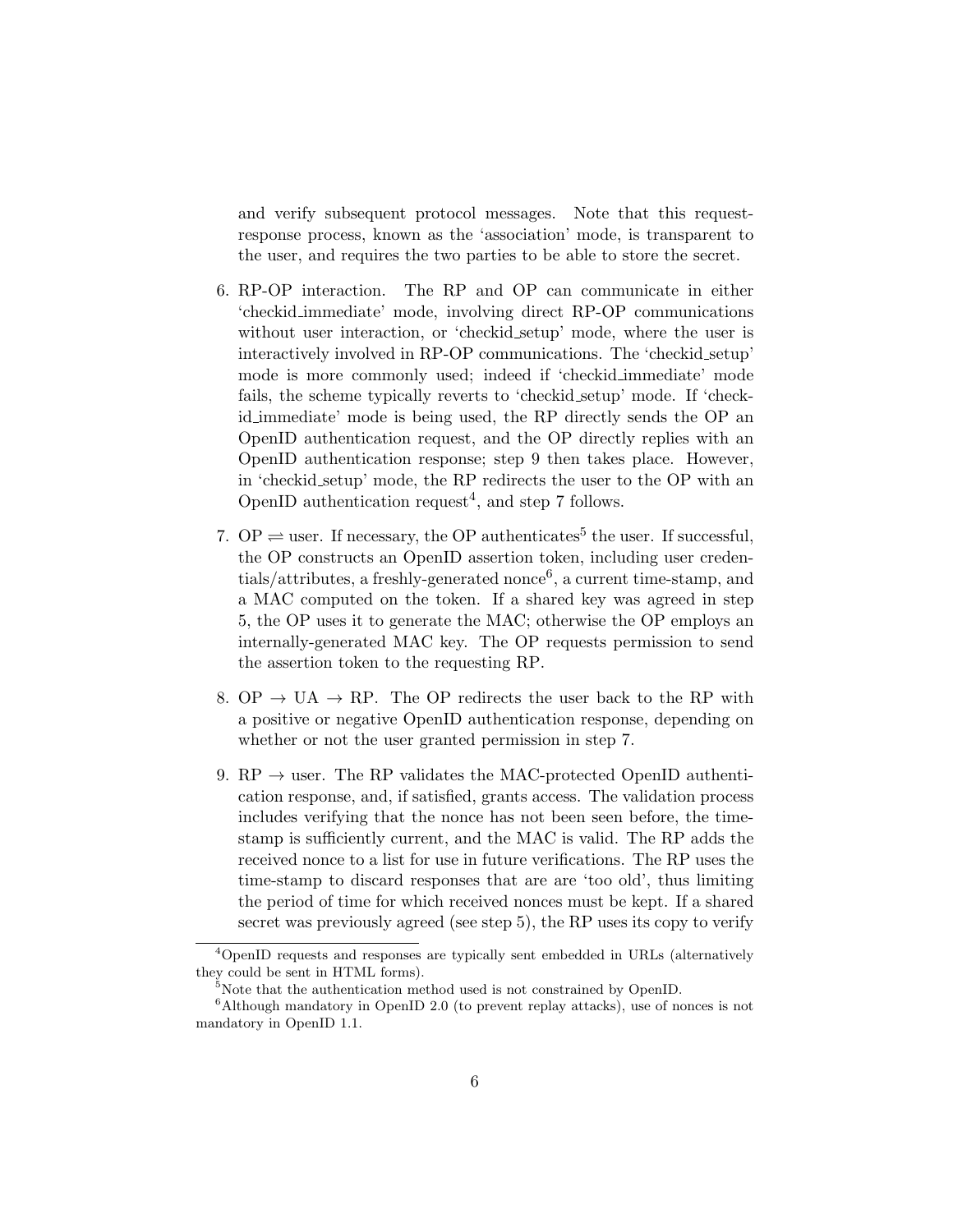and verify subsequent protocol messages. Note that this request-response process, known as the 'association' mode, is transparent to the user, and requires the two parties to be able to store the secret.

6. RP-OP interaction. The RP and OP can communicate in either 'checkid_immediate' mode, involving direct RP-OP communications without user interaction, or 'checkid_setup' mode, where the user is interactively involved in RP-OP communications. The 'checkid_setup' mode is more commonly used; indeed if 'checkid_immediate' mode fails, the scheme typically reverts to 'checkid_setup' mode. If 'checkid_immediate' mode is being used, the RP directly sends the OP an OpenID authentication request, and the OP directly replies with an OpenID authentication response; step 9 then takes place. However, in 'checkid_setup' mode, the RP redirects the user to the OP with an OpenID authentication request[4], and step 7 follows.

7. OP $\rightleftharpoons$ user. If necessary, the OP authenticates[5] the user. If successful, the OP constructs an OpenID assertion token, including user credentials/attributes, a freshly-generated nonce[6], a current time-stamp, and a MAC computed on the token. If a shared key was agreed in step 5, the OP uses it to generate the MAC; otherwise the OP employs an internally-generated MAC key. The OP requests permission to send the assertion token to the requesting RP.

8. OP $\rightarrow$ UA $\rightarrow$ RP. The OP redirects the user back to the RP with a positive or negative OpenID authentication response, depending on whether or not the user granted permission in step 7.

9. RP $\rightarrow$ user. The RP validates the MAC-protected OpenID authentication response, and, if satisfied, grants access. The validation process includes verifying that the nonce has not been seen before, the time-stamp is sufficiently current, and the MAC is valid. The RP adds the received nonce to a list for use in future verifications. The RP uses the time-stamp to discard responses that are are 'too old', thus limiting the period of time for which received nonces must be kept. If a shared secret was previously agreed (see step 5), the RP uses its copy to verify

[4]OpenID requests and responses are typically sent embedded in URLs (alternatively they could be sent in HTML forms).

[5]Note that the authentication method used is not constrained by OpenID.

[6]Although mandatory in OpenID 2.0 (to prevent replay attacks), use of nonces is not mandatory in OpenID 1.1.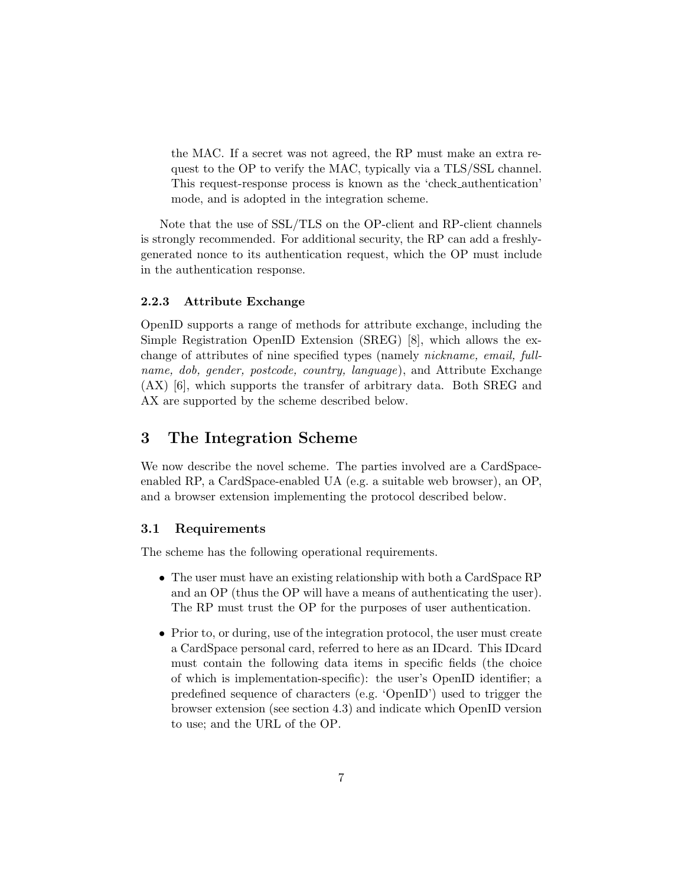the MAC. If a secret was not agreed, the RP must make an extra request to the OP to verify the MAC, typically via a TLS/SSL channel. This request-response process is known as the 'check_authentication' mode, and is adopted in the integration scheme.

Note that the use of SSL/TLS on the OP-client and RP-client channels is strongly recommended. For additional security, the RP can add a freshly-generated nonce to its authentication request, which the OP must include in the authentication response.

#### 2.2.3 Attribute Exchange

OpenID supports a range of methods for attribute exchange, including the Simple Registration OpenID Extension (SREG) [8], which allows the exchange of attributes of nine specified types (namely *nickname, email, fullname, dob, gender, postcode, country, language*), and Attribute Exchange (AX) [6], which supports the transfer of arbitrary data. Both SREG and AX are supported by the scheme described below.

## 3 The Integration Scheme

We now describe the novel scheme. The parties involved are a CardSpace-enabled RP, a CardSpace-enabled UA (e.g. a suitable web browser), an OP, and a browser extension implementing the protocol described below.

### 3.1 Requirements

The scheme has the following operational requirements.

- The user must have an existing relationship with both a CardSpace RP and an OP (thus the OP will have a means of authenticating the user). The RP must trust the OP for the purposes of user authentication.
- Prior to, or during, use of the integration protocol, the user must create a CardSpace personal card, referred to here as an IDcard. This IDcard must contain the following data items in specific fields (the choice of which is implementation-specific): the user's OpenID identifier; a predefined sequence of characters (e.g. 'OpenID') used to trigger the browser extension (see section 4.3) and indicate which OpenID version to use; and the URL of the OP.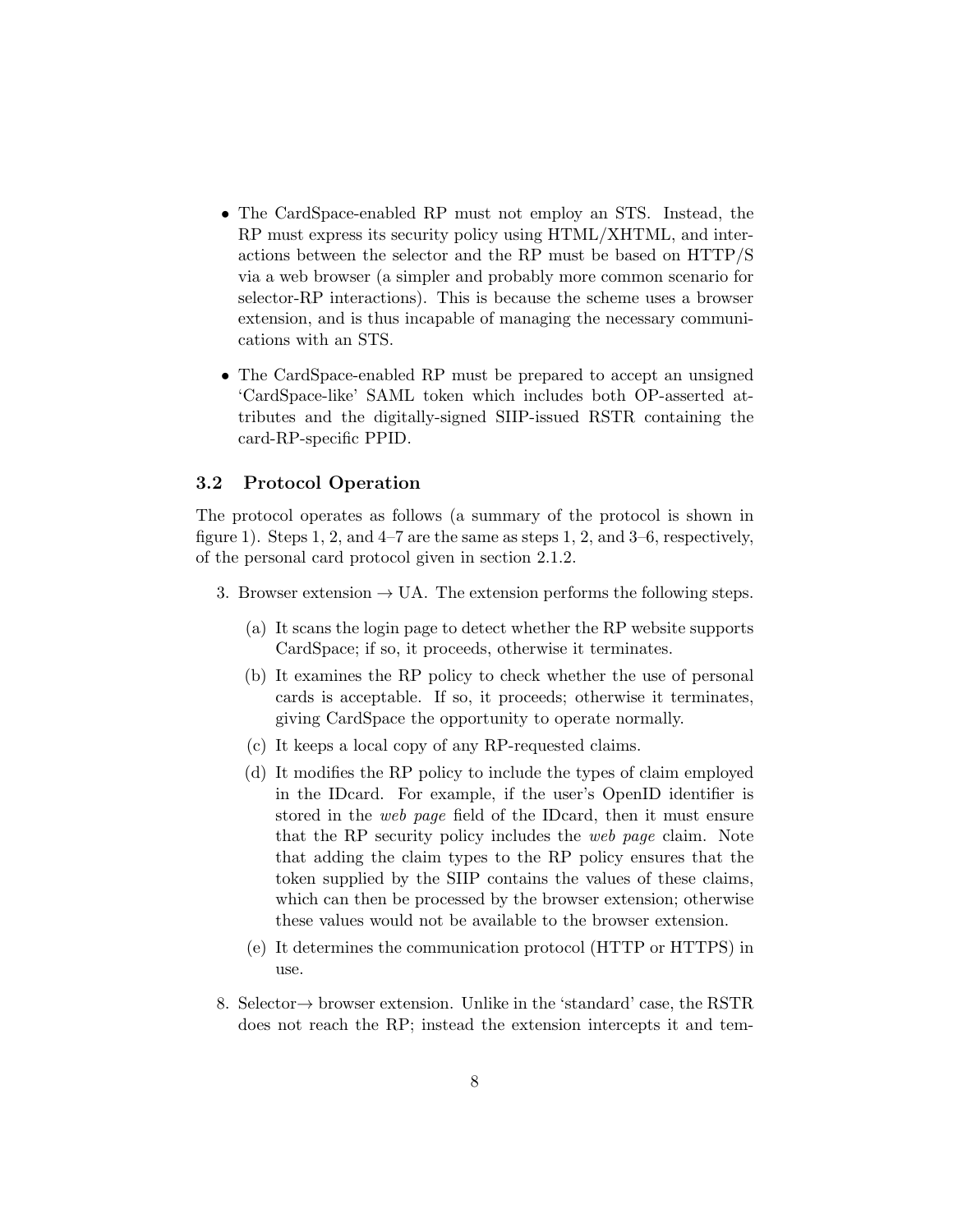- The CardSpace-enabled RP must not employ an STS. Instead, the RP must express its security policy using HTML/XHTML, and interactions between the selector and the RP must be based on HTTP/S via a web browser (a simpler and probably more common scenario for selector-RP interactions). This is because the scheme uses a browser extension, and is thus incapable of managing the necessary communications with an STS.
- The CardSpace-enabled RP must be prepared to accept an unsigned 'CardSpace-like' SAML token which includes both OP-asserted attributes and the digitally-signed SIIP-issued RSTR containing the card-RP-specific PPID.

### 3.2 Protocol Operation

The protocol operates as follows (a summary of the protocol is shown in figure 1). Steps 1, 2, and 4–7 are the same as steps 1, 2, and 3–6, respectively, of the personal card protocol given in section 2.1.2.

3. Browser extension → UA. The extension performs the following steps.
   (a) It scans the login page to detect whether the RP website supports CardSpace; if so, it proceeds, otherwise it terminates.
   (b) It examines the RP policy to check whether the use of personal cards is acceptable. If so, it proceeds; otherwise it terminates, giving CardSpace the opportunity to operate normally.
   (c) It keeps a local copy of any RP-requested claims.
   (d) It modifies the RP policy to include the types of claim employed in the IDcard. For example, if the user's OpenID identifier is stored in the *web page* field of the IDcard, then it must ensure that the RP security policy includes the *web page* claim. Note that adding the claim types to the RP policy ensures that the token supplied by the SIIP contains the values of these claims, which can then be processed by the browser extension; otherwise these values would not be available to the browser extension.
   (e) It determines the communication protocol (HTTP or HTTPS) in use.

8. Selector→ browser extension. Unlike in the 'standard' case, the RSTR does not reach the RP; instead the extension intercepts it and tem-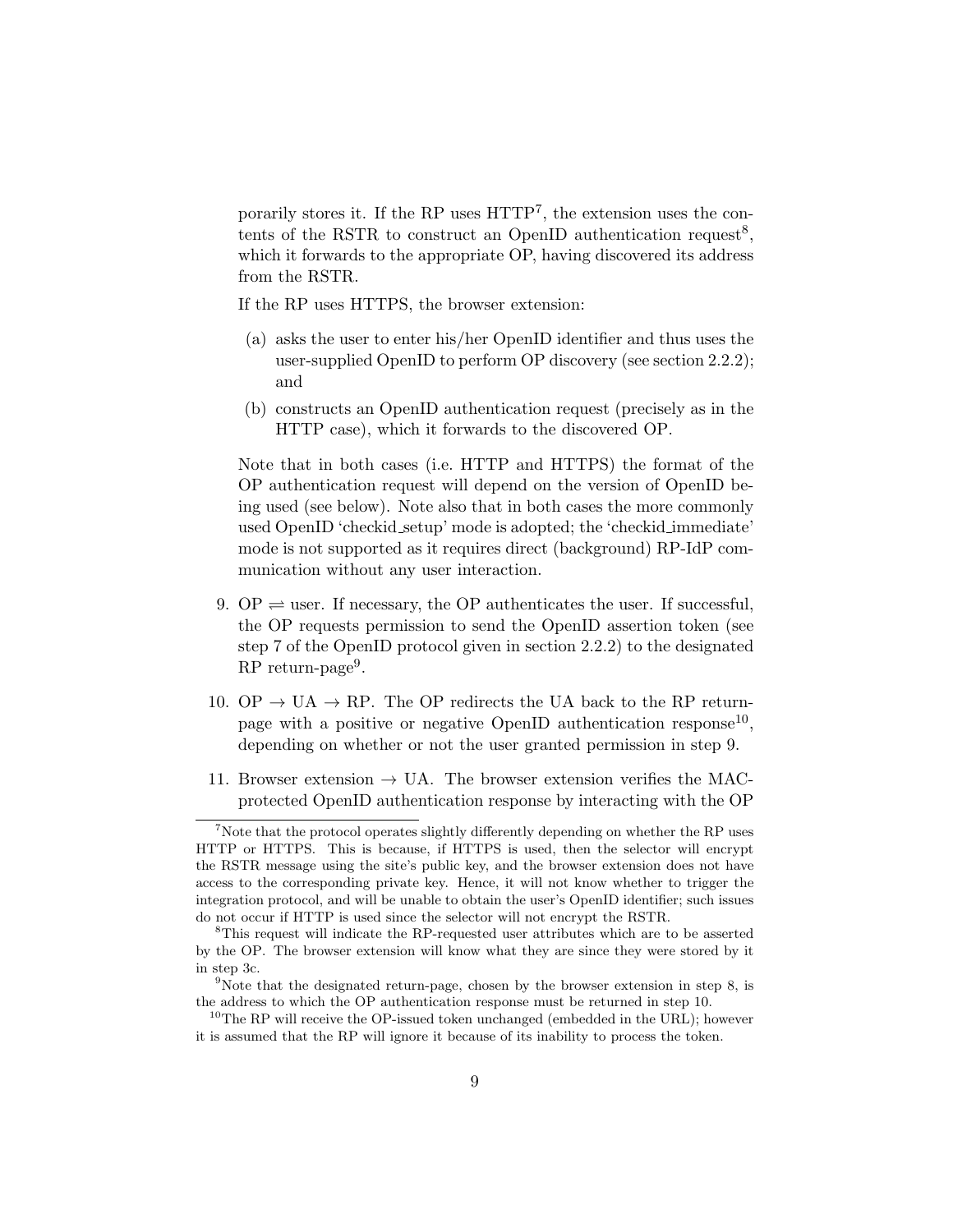porarily stores it. If the RP uses HTTP[7], the extension uses the contents of the RSTR to construct an OpenID authentication request[8], which it forwards to the appropriate OP, having discovered its address from the RSTR.

If the RP uses HTTPS, the browser extension:

(a) asks the user to enter his/her OpenID identifier and thus uses the user-supplied OpenID to perform OP discovery (see section 2.2.2); and

(b) constructs an OpenID authentication request (precisely as in the HTTP case), which it forwards to the discovered OP.

Note that in both cases (i.e. HTTP and HTTPS) the format of the OP authentication request will depend on the version of OpenID being used (see below). Note also that in both cases the more commonly used OpenID 'checkid_setup' mode is adopted; the 'checkid_immediate' mode is not supported as it requires direct (background) RP-IdP communication without any user interaction.

9. OP $\rightleftharpoons$ user. If necessary, the OP authenticates the user. If successful, the OP requests permission to send the OpenID assertion token (see step 7 of the OpenID protocol given in section 2.2.2) to the designated RP return-page[9].

10. OP $\rightarrow$ UA $\rightarrow$ RP. The OP redirects the UA back to the RP return-page with a positive or negative OpenID authentication response[10], depending on whether or not the user granted permission in step 9.

11. Browser extension $\rightarrow$ UA. The browser extension verifies the MAC-protected OpenID authentication response by interacting with the OP

---

[7]Note that the protocol operates slightly differently depending on whether the RP uses HTTP or HTTPS. This is because, if HTTPS is used, then the selector will encrypt the RSTR message using the site's public key, and the browser extension does not have access to the corresponding private key. Hence, it will not know whether to trigger the integration protocol, and will be unable to obtain the user's OpenID identifier; such issues do not occur if HTTP is used since the selector will not encrypt the RSTR.

[8]This request will indicate the RP-requested user attributes which are to be asserted by the OP. The browser extension will know what they are since they were stored by it in step 3c.

[9]Note that the designated return-page, chosen by the browser extension in step 8, is the address to which the OP authentication response must be returned in step 10.

[10]The RP will receive the OP-issued token unchanged (embedded in the URL); however it is assumed that the RP will ignore it because of its inability to process the token.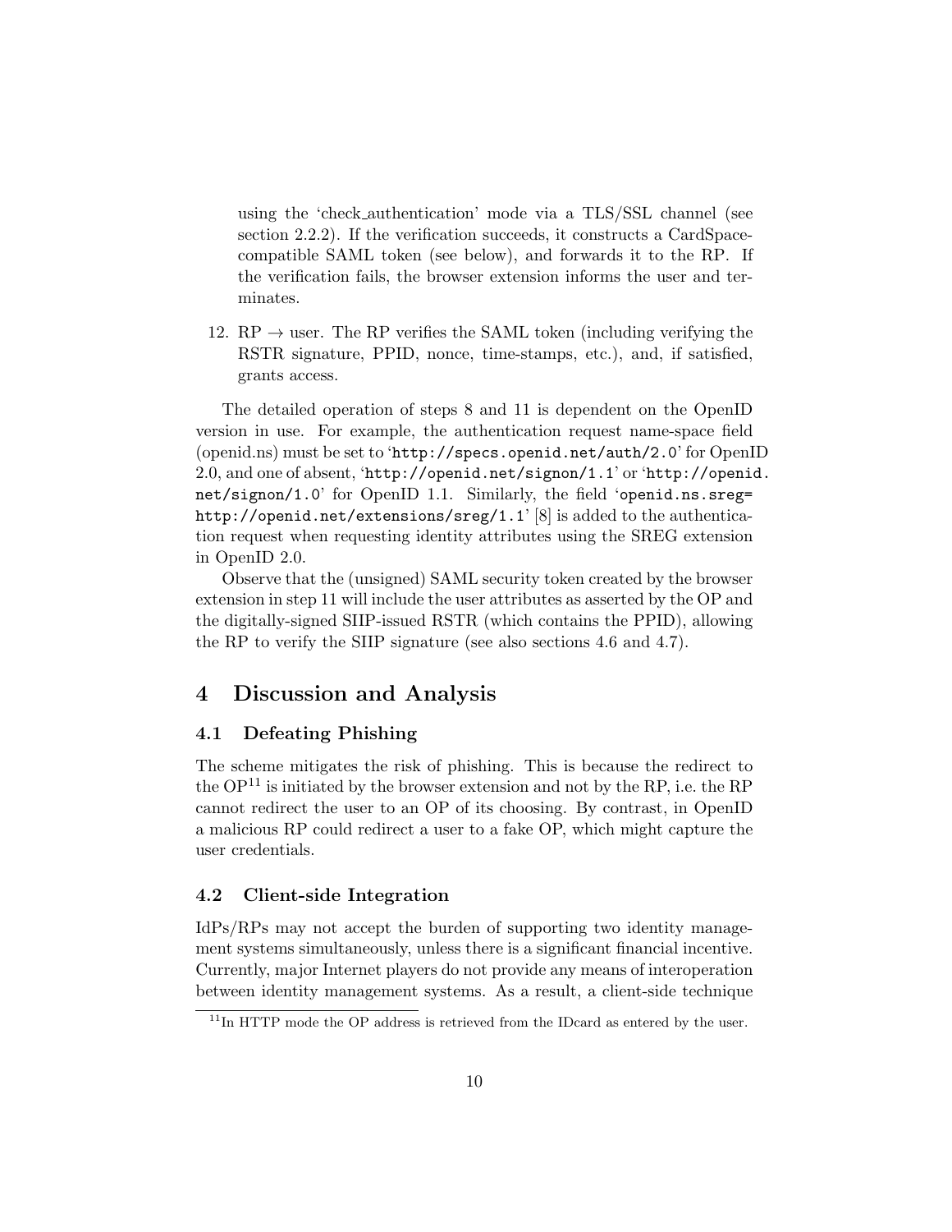using the 'check_authentication' mode via a TLS/SSL channel (see section 2.2.2). If the verification succeeds, it constructs a CardSpace-compatible SAML token (see below), and forwards it to the RP. If the verification fails, the browser extension informs the user and terminates.

12. RP → user. The RP verifies the SAML token (including verifying the RSTR signature, PPID, nonce, time-stamps, etc.), and, if satisfied, grants access.

The detailed operation of steps 8 and 11 is dependent on the OpenID version in use. For example, the authentication request name-space field (openid.ns) must be set to '`http://specs.openid.net/auth/2.0`' for OpenID 2.0, and one of absent, '`http://openid.net/signon/1.1`' or '`http://openid.net/signon/1.0`' for OpenID 1.1. Similarly, the field '`openid.ns.sreg=http://openid.net/extensions/sreg/1.1`' [8] is added to the authentication request when requesting identity attributes using the SREG extension in OpenID 2.0.

Observe that the (unsigned) SAML security token created by the browser extension in step 11 will include the user attributes as asserted by the OP and the digitally-signed SIIP-issued RSTR (which contains the PPID), allowing the RP to verify the SIIP signature (see also sections 4.6 and 4.7).

# 4 Discussion and Analysis

## 4.1 Defeating Phishing

The scheme mitigates the risk of phishing. This is because the redirect to the OP[11] is initiated by the browser extension and not by the RP, i.e. the RP cannot redirect the user to an OP of its choosing. By contrast, in OpenID a malicious RP could redirect a user to a fake OP, which might capture the user credentials.

## 4.2 Client-side Integration

IdPs/RPs may not accept the burden of supporting two identity management systems simultaneously, unless there is a significant financial incentive. Currently, major Internet players do not provide any means of interoperation between identity management systems. As a result, a client-side technique

[11] In HTTP mode the OP address is retrieved from the IDcard as entered by the user.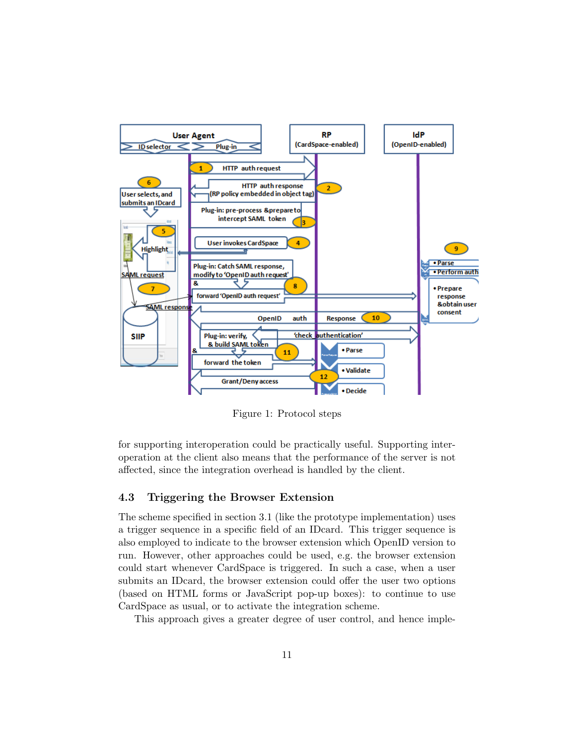User Agent
ID selector
Plug-in
RP
(CardSpace-enabled)
IdP
(OpenID-enabled)

1 HTTP auth request
2 HTTP auth response (RP policy embedded in object tag)
3 Plug-in: pre-process &prepare to intercept SAML token
4 User invokes CardSpace
5 Highlight
6 User selects, and submits an IDcard
SAML request
7 SAML response
SIIP
8 Plug-in: Catch SAML response, modify to 'OpenID auth request' & forward 'OpenID auth request'
9 • Parse • Perform auth • Prepare response &obtain user consent
10 OpenID auth Response
'check_authentication'
11 Plug-in: verify, & build SAML token & forward the token
• Parse • Validate • Decide
12 Grant/Deny access

Figure 1: Protocol steps

for supporting interoperation could be practically useful. Supporting interoperation at the client also means that the performance of the server is not affected, since the integration overhead is handled by the client.

## 4.3 Triggering the Browser Extension

The scheme specified in section 3.1 (like the prototype implementation) uses a trigger sequence in a specific field of an IDcard. This trigger sequence is also employed to indicate to the browser extension which OpenID version to run. However, other approaches could be used, e.g. the browser extension could start whenever CardSpace is triggered. In such a case, when a user submits an IDcard, the browser extension could offer the user two options (based on HTML forms or JavaScript pop-up boxes): to continue to use CardSpace as usual, or to activate the integration scheme.

This approach gives a greater degree of user control, and hence imple-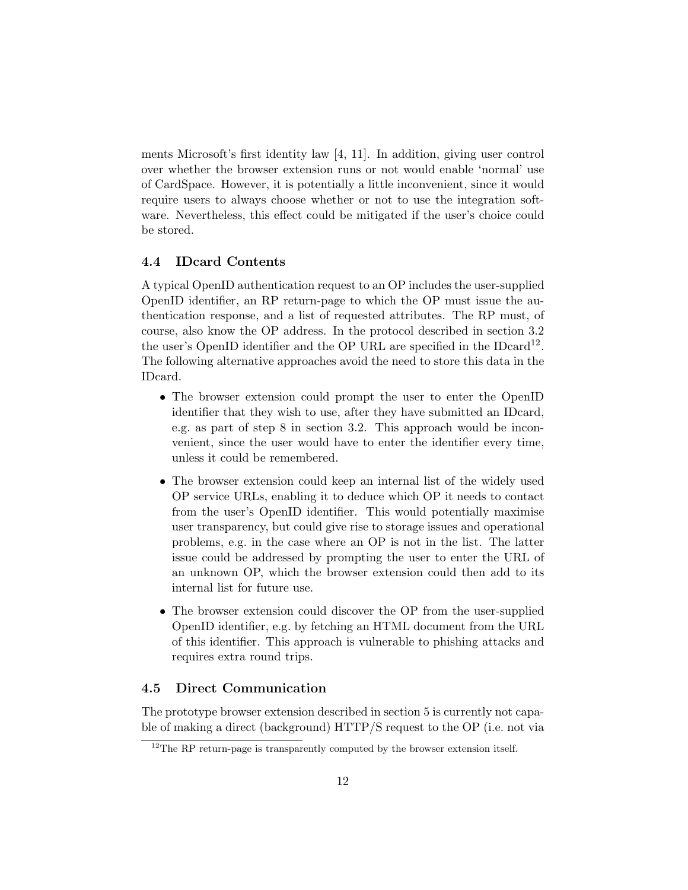ments Microsoft's first identity law [4, 11]. In addition, giving user control over whether the browser extension runs or not would enable 'normal' use of CardSpace. However, it is potentially a little inconvenient, since it would require users to always choose whether or not to use the integration software. Nevertheless, this effect could be mitigated if the user's choice could be stored.

### 4.4 IDcard Contents

A typical OpenID authentication request to an OP includes the user-supplied OpenID identifier, an RP return-page to which the OP must issue the authentication response, and a list of requested attributes. The RP must, of course, also know the OP address. In the protocol described in section 3.2 the user's OpenID identifier and the OP URL are specified in the IDcard[12]. The following alternative approaches avoid the need to store this data in the IDcard.

- The browser extension could prompt the user to enter the OpenID identifier that they wish to use, after they have submitted an IDcard, e.g. as part of step 8 in section 3.2. This approach would be inconvenient, since the user would have to enter the identifier every time, unless it could be remembered.
- The browser extension could keep an internal list of the widely used OP service URLs, enabling it to deduce which OP it needs to contact from the user's OpenID identifier. This would potentially maximise user transparency, but could give rise to storage issues and operational problems, e.g. in the case where an OP is not in the list. The latter issue could be addressed by prompting the user to enter the URL of an unknown OP, which the browser extension could then add to its internal list for future use.
- The browser extension could discover the OP from the user-supplied OpenID identifier, e.g. by fetching an HTML document from the URL of this identifier. This approach is vulnerable to phishing attacks and requires extra round trips.

### 4.5 Direct Communication

The prototype browser extension described in section 5 is currently not capable of making a direct (background) HTTP/S request to the OP (i.e. not via

[12] The RP return-page is transparently computed by the browser extension itself.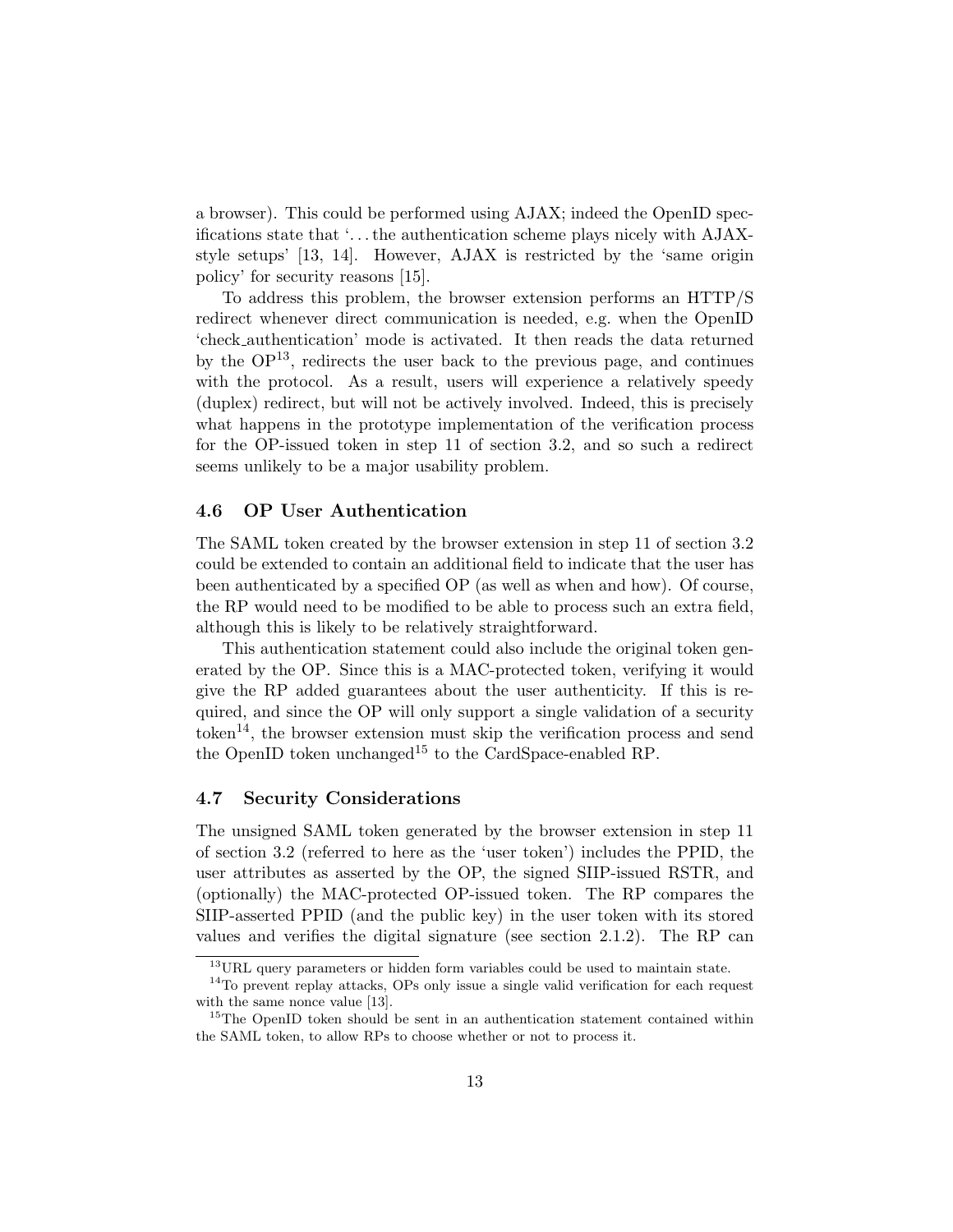a browser). This could be performed using AJAX; indeed the OpenID specifications state that '. . . the authentication scheme plays nicely with AJAX-style setups' [13, 14]. However, AJAX is restricted by the 'same origin policy' for security reasons [15].

To address this problem, the browser extension performs an HTTP/S redirect whenever direct communication is needed, e.g. when the OpenID 'check_authentication' mode is activated. It then reads the data returned by the OP[13], redirects the user back to the previous page, and continues with the protocol. As a result, users will experience a relatively speedy (duplex) redirect, but will not be actively involved. Indeed, this is precisely what happens in the prototype implementation of the verification process for the OP-issued token in step 11 of section 3.2, and so such a redirect seems unlikely to be a major usability problem.

### 4.6 OP User Authentication

The SAML token created by the browser extension in step 11 of section 3.2 could be extended to contain an additional field to indicate that the user has been authenticated by a specified OP (as well as when and how). Of course, the RP would need to be modified to be able to process such an extra field, although this is likely to be relatively straightforward.

This authentication statement could also include the original token generated by the OP. Since this is a MAC-protected token, verifying it would give the RP added guarantees about the user authenticity. If this is required, and since the OP will only support a single validation of a security token[14], the browser extension must skip the verification process and send the OpenID token unchanged[15] to the CardSpace-enabled RP.

### 4.7 Security Considerations

The unsigned SAML token generated by the browser extension in step 11 of section 3.2 (referred to here as the 'user token') includes the PPID, the user attributes as asserted by the OP, the signed SIIP-issued RSTR, and (optionally) the MAC-protected OP-issued token. The RP compares the SIIP-asserted PPID (and the public key) in the user token with its stored values and verifies the digital signature (see section 2.1.2). The RP can

[13] URL query parameters or hidden form variables could be used to maintain state.

[14] To prevent replay attacks, OPs only issue a single valid verification for each request with the same nonce value [13].

[15] The OpenID token should be sent in an authentication statement contained within the SAML token, to allow RPs to choose whether or not to process it.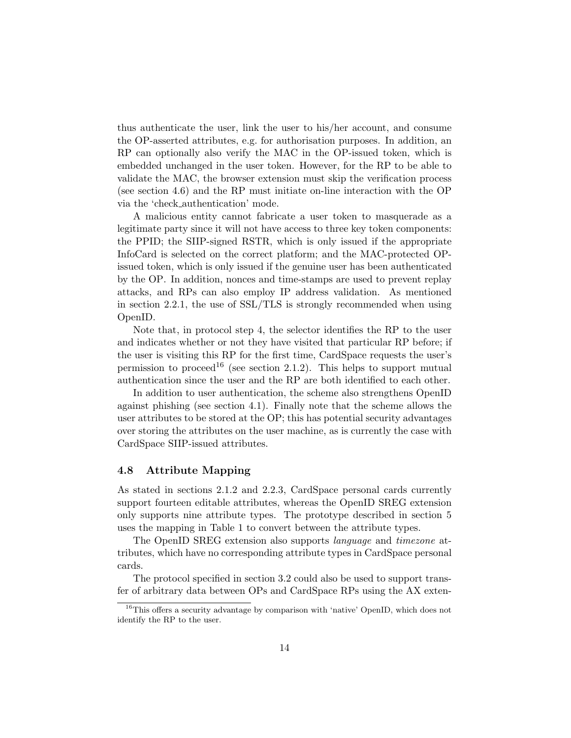thus authenticate the user, link the user to his/her account, and consume the OP-asserted attributes, e.g. for authorisation purposes. In addition, an RP can optionally also verify the MAC in the OP-issued token, which is embedded unchanged in the user token. However, for the RP to be able to validate the MAC, the browser extension must skip the verification process (see section 4.6) and the RP must initiate on-line interaction with the OP via the 'check_authentication' mode.

A malicious entity cannot fabricate a user token to masquerade as a legitimate party since it will not have access to three key token components: the PPID; the SIIP-signed RSTR, which is only issued if the appropriate InfoCard is selected on the correct platform; and the MAC-protected OP-issued token, which is only issued if the genuine user has been authenticated by the OP. In addition, nonces and time-stamps are used to prevent replay attacks, and RPs can also employ IP address validation. As mentioned in section 2.2.1, the use of SSL/TLS is strongly recommended when using OpenID.

Note that, in protocol step 4, the selector identifies the RP to the user and indicates whether or not they have visited that particular RP before; if the user is visiting this RP for the first time, CardSpace requests the user's permission to proceed[16] (see section 2.1.2). This helps to support mutual authentication since the user and the RP are both identified to each other.

In addition to user authentication, the scheme also strengthens OpenID against phishing (see section 4.1). Finally note that the scheme allows the user attributes to be stored at the OP; this has potential security advantages over storing the attributes on the user machine, as is currently the case with CardSpace SIIP-issued attributes.

### 4.8 Attribute Mapping

As stated in sections 2.1.2 and 2.2.3, CardSpace personal cards currently support fourteen editable attributes, whereas the OpenID SREG extension only supports nine attribute types. The prototype described in section 5 uses the mapping in Table 1 to convert between the attribute types.

The OpenID SREG extension also supports *language* and *timezone* attributes, which have no corresponding attribute types in CardSpace personal cards.

The protocol specified in section 3.2 could also be used to support transfer of arbitrary data between OPs and CardSpace RPs using the AX exten-

[16] This offers a security advantage by comparison with 'native' OpenID, which does not identify the RP to the user.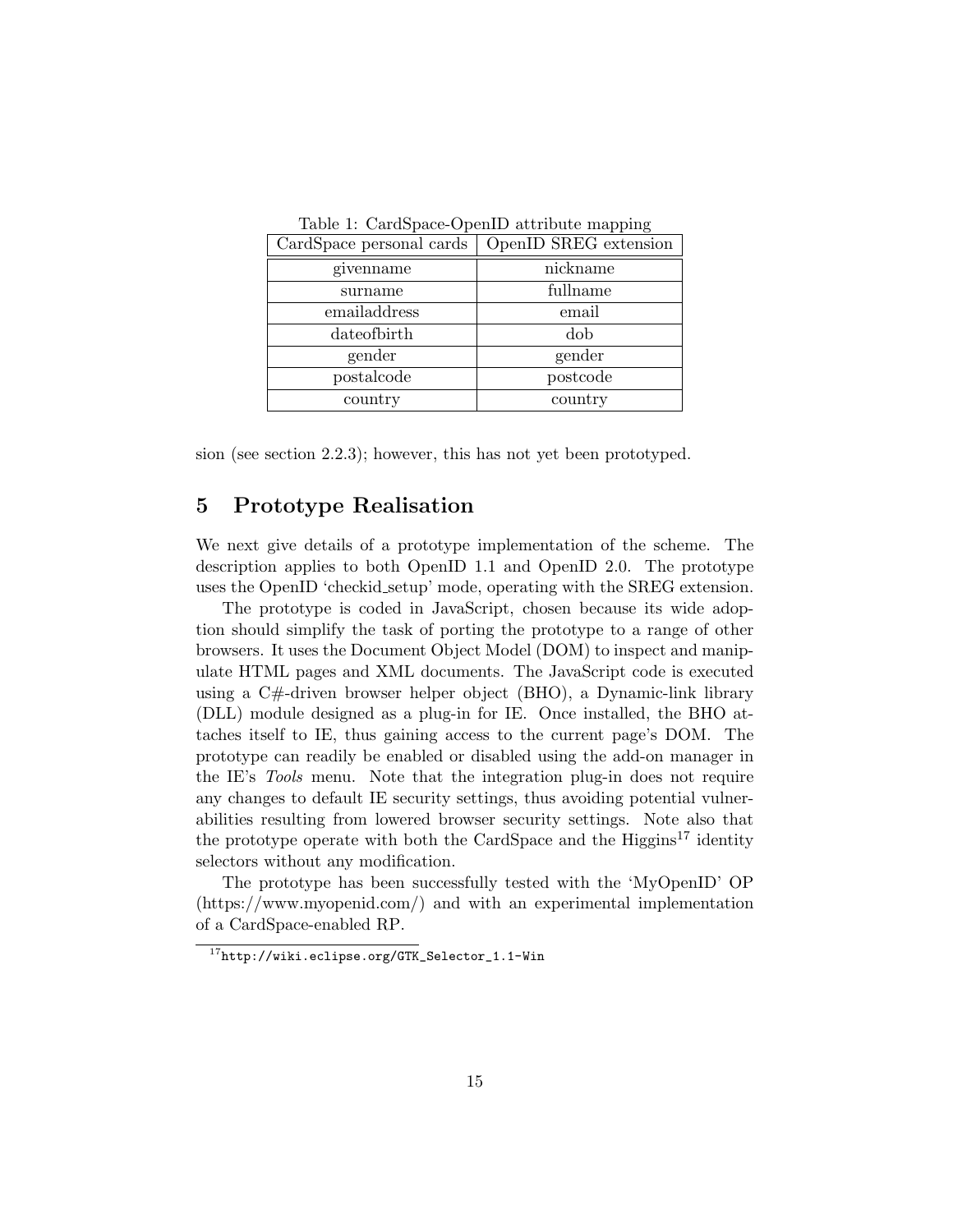Table 1: CardSpace-OpenID attribute mapping

| CardSpace personal cards | OpenID SREG extension |
|---|---|
| givenname | nickname |
| surname | fullname |
| emailaddress | email |
| dateofbirth | dob |
| gender | gender |
| postalcode | postcode |
| country | country |

sion (see section 2.2.3); however, this has not yet been prototyped.

## 5 Prototype Realisation

We next give details of a prototype implementation of the scheme. The description applies to both OpenID 1.1 and OpenID 2.0. The prototype uses the OpenID 'checkid_setup' mode, operating with the SREG extension.

The prototype is coded in JavaScript, chosen because its wide adoption should simplify the task of porting the prototype to a range of other browsers. It uses the Document Object Model (DOM) to inspect and manipulate HTML pages and XML documents. The JavaScript code is executed using a C#-driven browser helper object (BHO), a Dynamic-link library (DLL) module designed as a plug-in for IE. Once installed, the BHO attaches itself to IE, thus gaining access to the current page's DOM. The prototype can readily be enabled or disabled using the add-on manager in the IE's *Tools* menu. Note that the integration plug-in does not require any changes to default IE security settings, thus avoiding potential vulnerabilities resulting from lowered browser security settings. Note also that the prototype operate with both the CardSpace and the Higgins[17] identity selectors without any modification.

The prototype has been successfully tested with the 'MyOpenID' OP (https://www.myopenid.com/) and with an experimental implementation of a CardSpace-enabled RP.

[17] `http://wiki.eclipse.org/GTK_Selector_1.1-Win`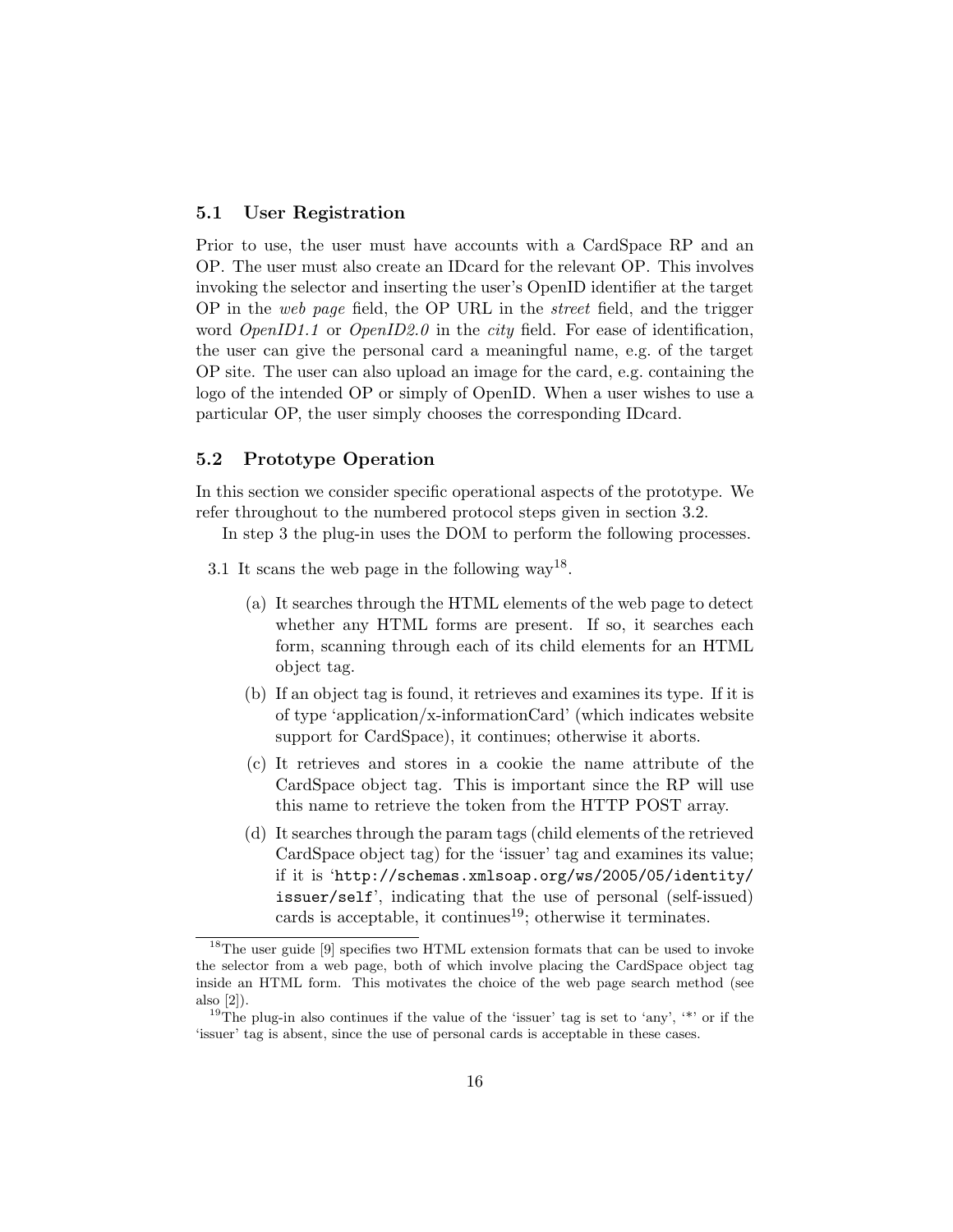### 5.1 User Registration

Prior to use, the user must have accounts with a CardSpace RP and an OP. The user must also create an IDcard for the relevant OP. This involves invoking the selector and inserting the user's OpenID identifier at the target OP in the *web page* field, the OP URL in the *street* field, and the trigger word *OpenID1.1* or *OpenID2.0* in the *city* field. For ease of identification, the user can give the personal card a meaningful name, e.g. of the target OP site. The user can also upload an image for the card, e.g. containing the logo of the intended OP or simply of OpenID. When a user wishes to use a particular OP, the user simply chooses the corresponding IDcard.

### 5.2 Prototype Operation

In this section we consider specific operational aspects of the prototype. We refer throughout to the numbered protocol steps given in section 3.2.

In step 3 the plug-in uses the DOM to perform the following processes.

3.1 It scans the web page in the following way[18].

- (a) It searches through the HTML elements of the web page to detect whether any HTML forms are present. If so, it searches each form, scanning through each of its child elements for an HTML object tag.
- (b) If an object tag is found, it retrieves and examines its type. If it is of type 'application/x-informationCard' (which indicates website support for CardSpace), it continues; otherwise it aborts.
- (c) It retrieves and stores in a cookie the name attribute of the CardSpace object tag. This is important since the RP will use this name to retrieve the token from the HTTP POST array.
- (d) It searches through the param tags (child elements of the retrieved CardSpace object tag) for the 'issuer' tag and examines its value; if it is '`http://schemas.xmlsoap.org/ws/2005/05/identity/issuer/self`', indicating that the use of personal (self-issued) cards is acceptable, it continues[19]; otherwise it terminates.

---

[18] The user guide [9] specifies two HTML extension formats that can be used to invoke the selector from a web page, both of which involve placing the CardSpace object tag inside an HTML form. This motivates the choice of the web page search method (see also [2]).

[19] The plug-in also continues if the value of the 'issuer' tag is set to 'any', '*' or if the 'issuer' tag is absent, since the use of personal cards is acceptable in these cases.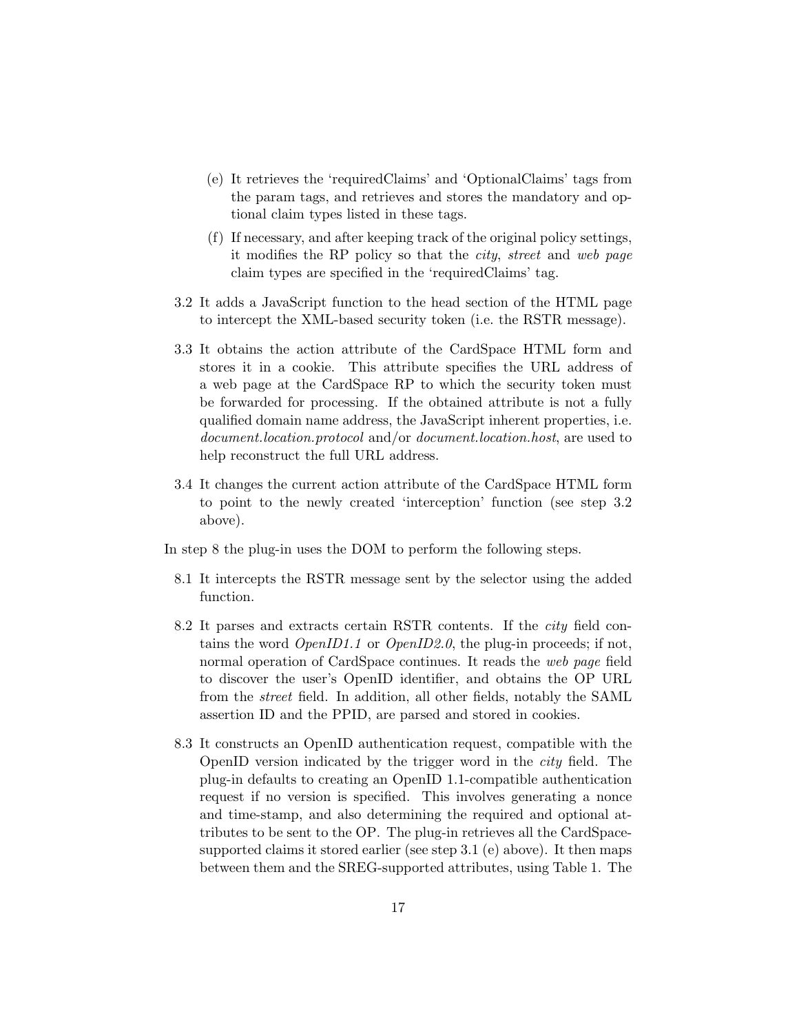(e) It retrieves the 'requiredClaims' and 'OptionalClaims' tags from the param tags, and retrieves and stores the mandatory and optional claim types listed in these tags.

   (f) If necessary, and after keeping track of the original policy settings, it modifies the RP policy so that the *city*, *street* and *web page* claim types are specified in the 'requiredClaims' tag.

3.2 It adds a JavaScript function to the head section of the HTML page to intercept the XML-based security token (i.e. the RSTR message).

3.3 It obtains the action attribute of the CardSpace HTML form and stores it in a cookie. This attribute specifies the URL address of a web page at the CardSpace RP to which the security token must be forwarded for processing. If the obtained attribute is not a fully qualified domain name address, the JavaScript inherent properties, i.e. *document.location.protocol* and/or *document.location.host*, are used to help reconstruct the full URL address.

3.4 It changes the current action attribute of the CardSpace HTML form to point to the newly created 'interception' function (see step 3.2 above).

In step 8 the plug-in uses the DOM to perform the following steps.

8.1 It intercepts the RSTR message sent by the selector using the added function.

8.2 It parses and extracts certain RSTR contents. If the *city* field contains the word *OpenID1.1* or *OpenID2.0*, the plug-in proceeds; if not, normal operation of CardSpace continues. It reads the *web page* field to discover the user's OpenID identifier, and obtains the OP URL from the *street* field. In addition, all other fields, notably the SAML assertion ID and the PPID, are parsed and stored in cookies.

8.3 It constructs an OpenID authentication request, compatible with the OpenID version indicated by the trigger word in the *city* field. The plug-in defaults to creating an OpenID 1.1-compatible authentication request if no version is specified. This involves generating a nonce and time-stamp, and also determining the required and optional attributes to be sent to the OP. The plug-in retrieves all the CardSpace-supported claims it stored earlier (see step 3.1 (e) above). It then maps between them and the SREG-supported attributes, using Table 1. The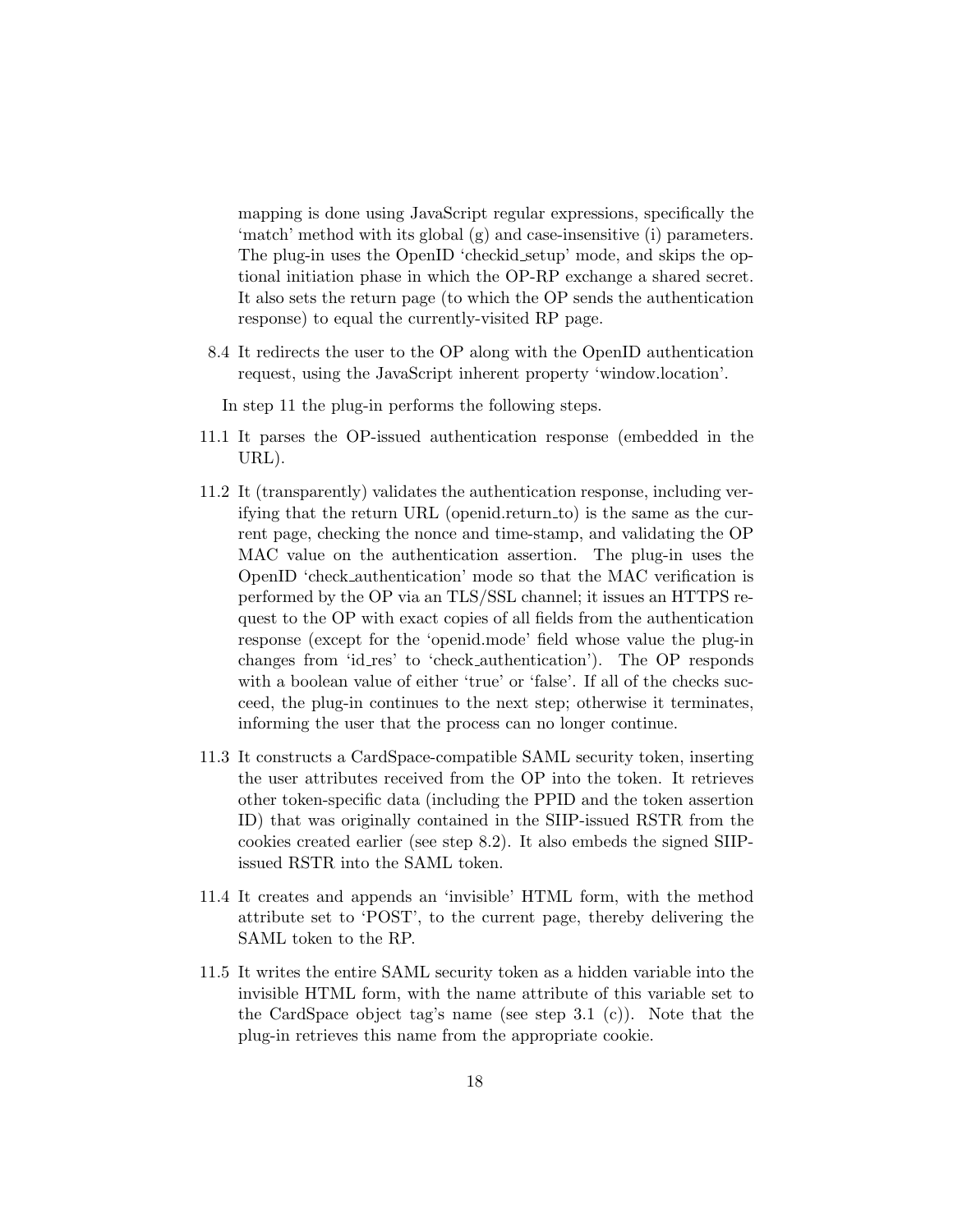mapping is done using JavaScript regular expressions, specifically the 'match' method with its global (g) and case-insensitive (i) parameters. The plug-in uses the OpenID 'checkid_setup' mode, and skips the optional initiation phase in which the OP-RP exchange a shared secret. It also sets the return page (to which the OP sends the authentication response) to equal the currently-visited RP page.

8.4 It redirects the user to the OP along with the OpenID authentication request, using the JavaScript inherent property 'window.location'.

In step 11 the plug-in performs the following steps.

11.1 It parses the OP-issued authentication response (embedded in the URL).

11.2 It (transparently) validates the authentication response, including verifying that the return URL (openid.return_to) is the same as the current page, checking the nonce and time-stamp, and validating the OP MAC value on the authentication assertion. The plug-in uses the OpenID 'check_authentication' mode so that the MAC verification is performed by the OP via an TLS/SSL channel; it issues an HTTPS request to the OP with exact copies of all fields from the authentication response (except for the 'openid.mode' field whose value the plug-in changes from 'id_res' to 'check_authentication'). The OP responds with a boolean value of either 'true' or 'false'. If all of the checks succeed, the plug-in continues to the next step; otherwise it terminates, informing the user that the process can no longer continue.

11.3 It constructs a CardSpace-compatible SAML security token, inserting the user attributes received from the OP into the token. It retrieves other token-specific data (including the PPID and the token assertion ID) that was originally contained in the SIIP-issued RSTR from the cookies created earlier (see step 8.2). It also embeds the signed SIIP-issued RSTR into the SAML token.

11.4 It creates and appends an 'invisible' HTML form, with the method attribute set to 'POST', to the current page, thereby delivering the SAML token to the RP.

11.5 It writes the entire SAML security token as a hidden variable into the invisible HTML form, with the name attribute of this variable set to the CardSpace object tag's name (see step 3.1 (c)). Note that the plug-in retrieves this name from the appropriate cookie.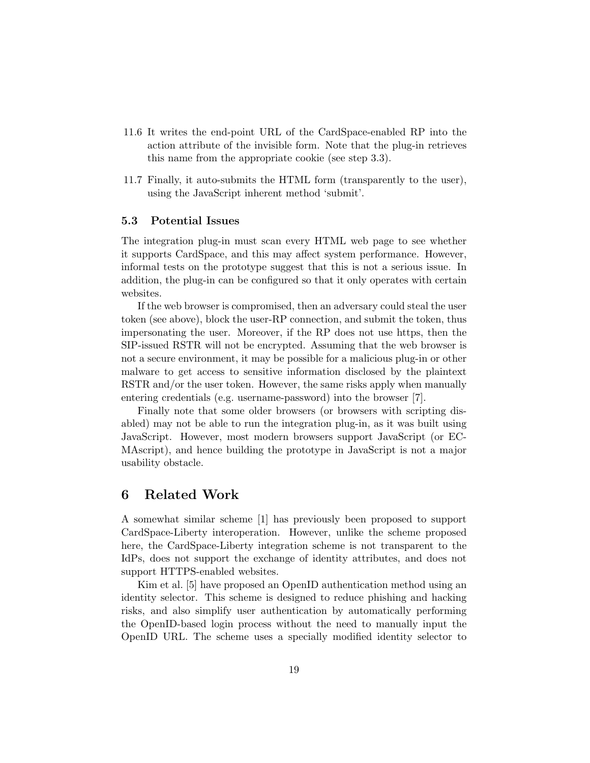11.6 It writes the end-point URL of the CardSpace-enabled RP into the action attribute of the invisible form. Note that the plug-in retrieves this name from the appropriate cookie (see step 3.3).

11.7 Finally, it auto-submits the HTML form (transparently to the user), using the JavaScript inherent method 'submit'.

### 5.3 Potential Issues

The integration plug-in must scan every HTML web page to see whether it supports CardSpace, and this may affect system performance. However, informal tests on the prototype suggest that this is not a serious issue. In addition, the plug-in can be configured so that it only operates with certain websites.

If the web browser is compromised, then an adversary could steal the user token (see above), block the user-RP connection, and submit the token, thus impersonating the user. Moreover, if the RP does not use https, then the SIP-issued RSTR will not be encrypted. Assuming that the web browser is not a secure environment, it may be possible for a malicious plug-in or other malware to get access to sensitive information disclosed by the plaintext RSTR and/or the user token. However, the same risks apply when manually entering credentials (e.g. username-password) into the browser [7].

Finally note that some older browsers (or browsers with scripting disabled) may not be able to run the integration plug-in, as it was built using JavaScript. However, most modern browsers support JavaScript (or ECMAscript), and hence building the prototype in JavaScript is not a major usability obstacle.

## 6 Related Work

A somewhat similar scheme [1] has previously been proposed to support CardSpace-Liberty interoperation. However, unlike the scheme proposed here, the CardSpace-Liberty integration scheme is not transparent to the IdPs, does not support the exchange of identity attributes, and does not support HTTPS-enabled websites.

Kim et al. [5] have proposed an OpenID authentication method using an identity selector. This scheme is designed to reduce phishing and hacking risks, and also simplify user authentication by automatically performing the OpenID-based login process without the need to manually input the OpenID URL. The scheme uses a specially modified identity selector to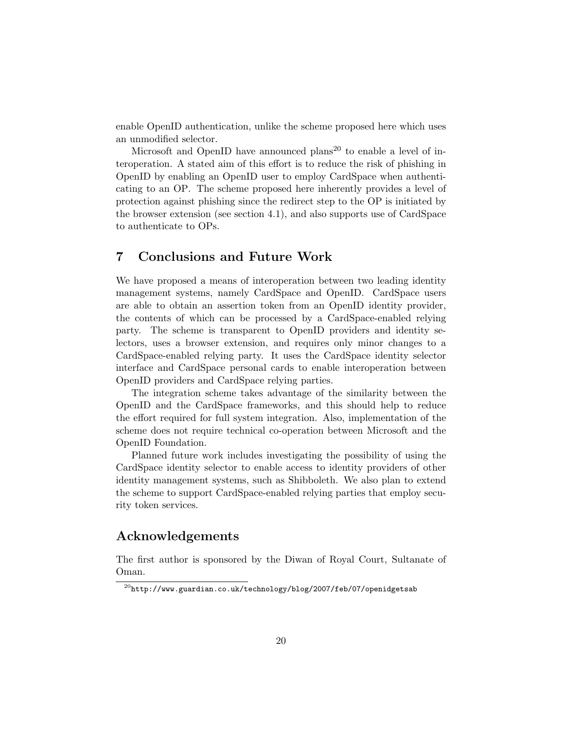enable OpenID authentication, unlike the scheme proposed here which uses an unmodified selector.

Microsoft and OpenID have announced plans[20] to enable a level of interoperation. A stated aim of this effort is to reduce the risk of phishing in OpenID by enabling an OpenID user to employ CardSpace when authenticating to an OP. The scheme proposed here inherently provides a level of protection against phishing since the redirect step to the OP is initiated by the browser extension (see section 4.1), and also supports use of CardSpace to authenticate to OPs.

## 7 Conclusions and Future Work

We have proposed a means of interoperation between two leading identity management systems, namely CardSpace and OpenID. CardSpace users are able to obtain an assertion token from an OpenID identity provider, the contents of which can be processed by a CardSpace-enabled relying party. The scheme is transparent to OpenID providers and identity selectors, uses a browser extension, and requires only minor changes to a CardSpace-enabled relying party. It uses the CardSpace identity selector interface and CardSpace personal cards to enable interoperation between OpenID providers and CardSpace relying parties.

The integration scheme takes advantage of the similarity between the OpenID and the CardSpace frameworks, and this should help to reduce the effort required for full system integration. Also, implementation of the scheme does not require technical co-operation between Microsoft and the OpenID Foundation.

Planned future work includes investigating the possibility of using the CardSpace identity selector to enable access to identity providers of other identity management systems, such as Shibboleth. We also plan to extend the scheme to support CardSpace-enabled relying parties that employ security token services.

## Acknowledgements

The first author is sponsored by the Diwan of Royal Court, Sultanate of Oman.

[20] http://www.guardian.co.uk/technology/blog/2007/feb/07/openidgetsab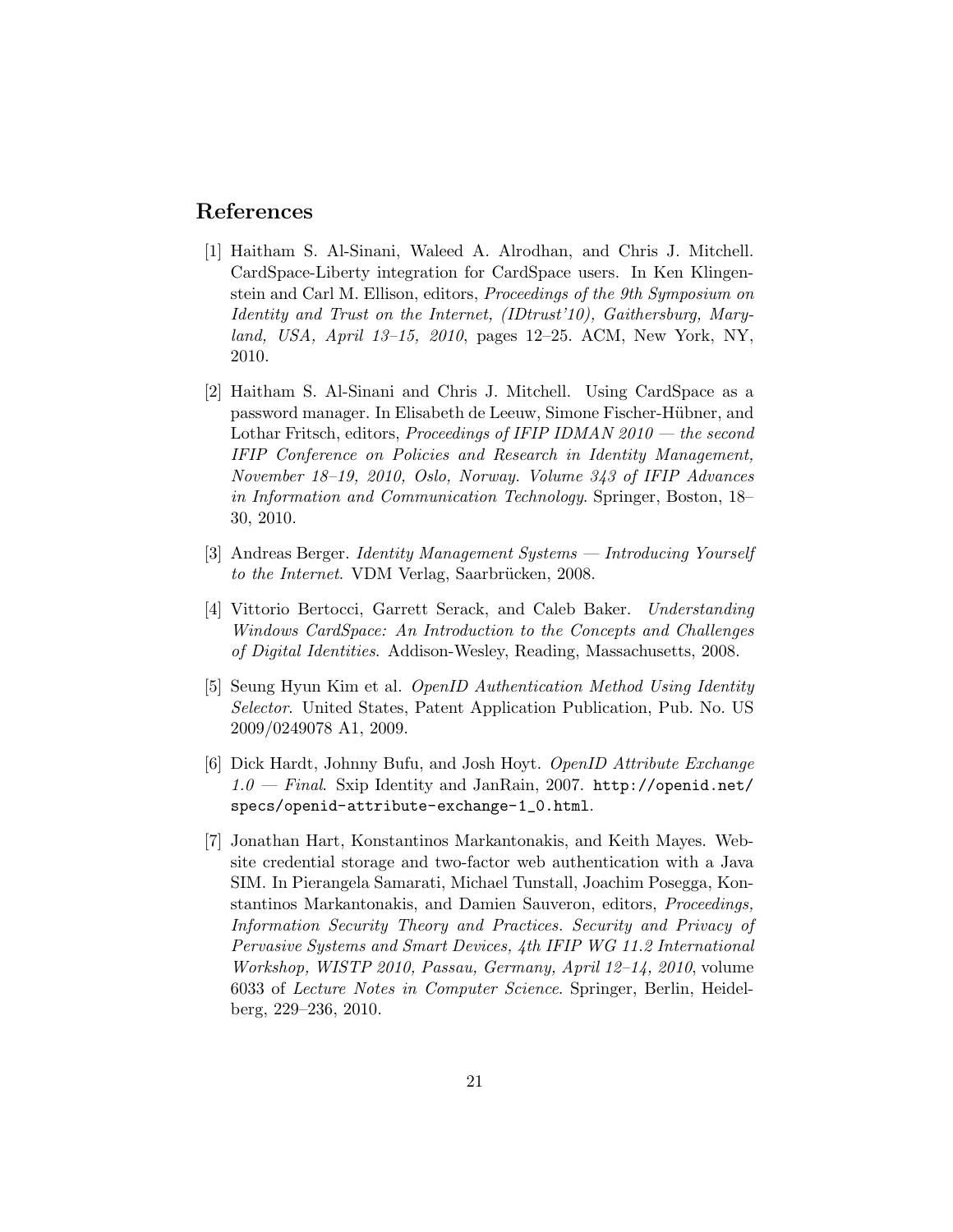## References

[1] Haitham S. Al-Sinani, Waleed A. Alrodhan, and Chris J. Mitchell. CardSpace-Liberty integration for CardSpace users. In Ken Klingenstein and Carl M. Ellison, editors, *Proceedings of the 9th Symposium on Identity and Trust on the Internet, (IDtrust'10), Gaithersburg, Maryland, USA, April 13–15, 2010*, pages 12–25. ACM, New York, NY, 2010.

[2] Haitham S. Al-Sinani and Chris J. Mitchell. Using CardSpace as a password manager. In Elisabeth de Leeuw, Simone Fischer-Hübner, and Lothar Fritsch, editors, *Proceedings of IFIP IDMAN 2010 — the second IFIP Conference on Policies and Research in Identity Management, November 18–19, 2010, Oslo, Norway. Volume 343 of IFIP Advances in Information and Communication Technology*. Springer, Boston, 18–30, 2010.

[3] Andreas Berger. *Identity Management Systems — Introducing Yourself to the Internet*. VDM Verlag, Saarbrücken, 2008.

[4] Vittorio Bertocci, Garrett Serack, and Caleb Baker. *Understanding Windows CardSpace: An Introduction to the Concepts and Challenges of Digital Identities*. Addison-Wesley, Reading, Massachusetts, 2008.

[5] Seung Hyun Kim et al. *OpenID Authentication Method Using Identity Selector*. United States, Patent Application Publication, Pub. No. US 2009/0249078 A1, 2009.

[6] Dick Hardt, Johnny Bufu, and Josh Hoyt. *OpenID Attribute Exchange 1.0 — Final*. Sxip Identity and JanRain, 2007. http://openid.net/specs/openid-attribute-exchange-1_0.html.

[7] Jonathan Hart, Konstantinos Markantonakis, and Keith Mayes. Website credential storage and two-factor web authentication with a Java SIM. In Pierangela Samarati, Michael Tunstall, Joachim Posegga, Konstantinos Markantonakis, and Damien Sauveron, editors, *Proceedings, Information Security Theory and Practices. Security and Privacy of Pervasive Systems and Smart Devices, 4th IFIP WG 11.2 International Workshop, WISTP 2010, Passau, Germany, April 12–14, 2010*, volume 6033 of *Lecture Notes in Computer Science*. Springer, Berlin, Heidelberg, 229–236, 2010.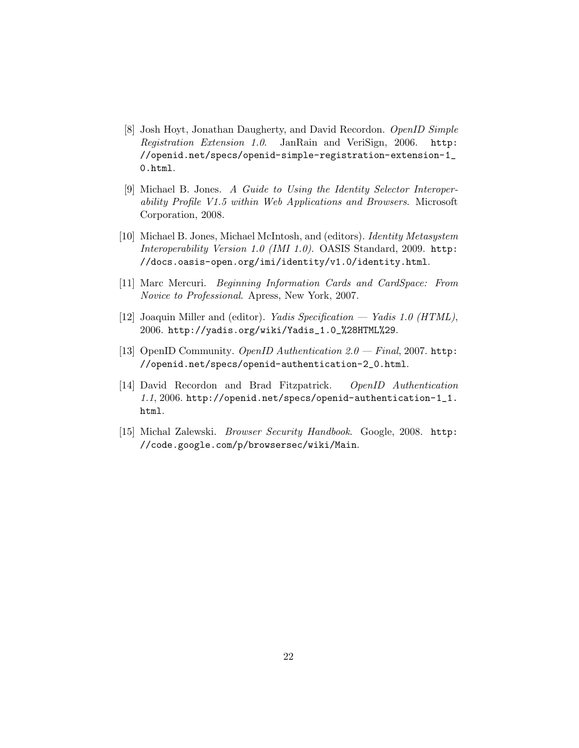[8] Josh Hoyt, Jonathan Daugherty, and David Recordon. *OpenID Simple Registration Extension 1.0*. JanRain and VeriSign, 2006. http://openid.net/specs/openid-simple-registration-extension-1_0.html.

[9] Michael B. Jones. *A Guide to Using the Identity Selector Interoperability Profile V1.5 within Web Applications and Browsers*. Microsoft Corporation, 2008.

[10] Michael B. Jones, Michael McIntosh, and (editors). *Identity Metasystem Interoperability Version 1.0 (IMI 1.0)*. OASIS Standard, 2009. http://docs.oasis-open.org/imi/identity/v1.0/identity.html.

[11] Marc Mercuri. *Beginning Information Cards and CardSpace: From Novice to Professional*. Apress, New York, 2007.

[12] Joaquin Miller and (editor). *Yadis Specification — Yadis 1.0 (HTML)*, 2006. http://yadis.org/wiki/Yadis_1.0_%28HTML%29.

[13] OpenID Community. *OpenID Authentication 2.0 — Final*, 2007. http://openid.net/specs/openid-authentication-2_0.html.

[14] David Recordon and Brad Fitzpatrick. *OpenID Authentication 1.1*, 2006. http://openid.net/specs/openid-authentication-1_1.html.

[15] Michal Zalewski. *Browser Security Handbook*. Google, 2008. http://code.google.com/p/browsersec/wiki/Main.